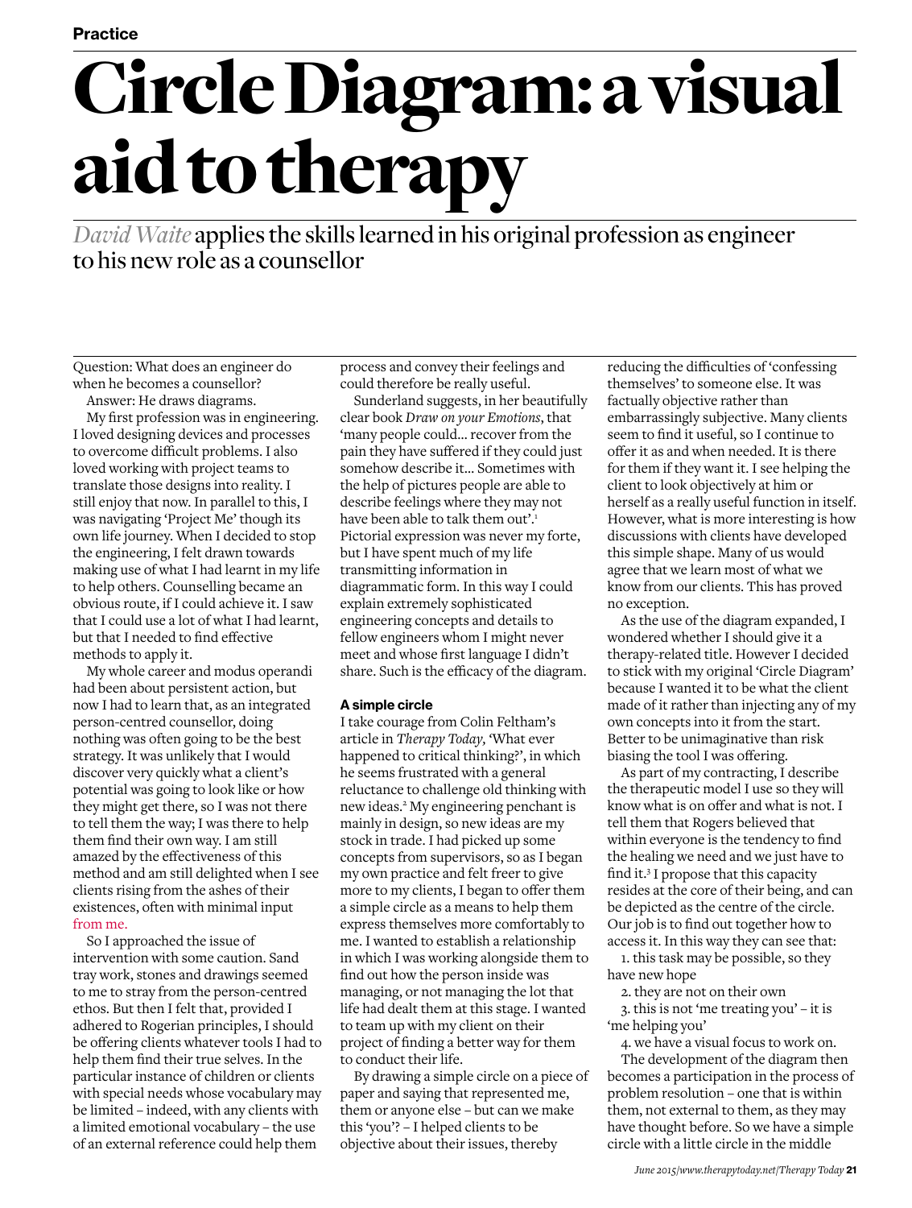Practice

# Circle Diagram: a visual aid to therapy

*David Waite* applies the skills learned in his original profession as engineer to his new role as a counsellor

Question: What does an engineer do when he becomes a counsellor?

Answer: He draws diagrams.

My first profession was in engineering. I loved designing devices and processes to overcome difficult problems. I also loved working with project teams to translate those designs into reality. I still enjoy that now. In parallel to this, I was navigating 'Project Me' though its own life journey. When I decided to stop the engineering, I felt drawn towards making use of what I had learnt in my life to help others. Counselling became an obvious route, if I could achieve it. I saw that I could use a lot of what I had learnt, but that I needed to find effective methods to apply it.

My whole career and modus operandi had been about persistent action, but now I had to learn that, as an integrated person-centred counsellor, doing nothing was often going to be the best strategy. It was unlikely that I would discover very quickly what a client's potential was going to look like or how they might get there, so I was not there to tell them the way; I was there to help them find their own way. I am still amazed by the effectiveness of this method and am still delighted when I see clients rising from the ashes of their existences, often with minimal input from me.

So I approached the issue of intervention with some caution. Sand tray work, stones and drawings seemed to me to stray from the person-centred ethos. But then I felt that, provided I adhered to Rogerian principles, I should be offering clients whatever tools I had to help them find their true selves. In the particular instance of children or clients with special needs whose vocabulary may be limited – indeed, with any clients with a limited emotional vocabulary – the use of an external reference could help them process and convey their feelings and could therefore be really useful.

Sunderland suggests, in her beautifully clear book *Draw on your Emotions*, that 'many people could… recover from the pain they have suffered if they could just somehow describe it… Sometimes with the help of pictures people are able to describe feelings where they may not have been able to talk them out'.[1] Pictorial expression was never my forte, but I have spent much of my life transmitting information in diagrammatic form. In this way I could explain extremely sophisticated engineering concepts and details to fellow engineers whom I might never meet and whose first language I didn't share. Such is the efficacy of the diagram.

### A simple circle

I take courage from Colin Feltham's article in *Therapy Today*, 'What ever happened to critical thinking?', in which he seems frustrated with a general reluctance to challenge old thinking with new ideas.[2] My engineering penchant is mainly in design, so new ideas are my stock in trade. I had picked up some concepts from supervisors, so as I began my own practice and felt freer to give more to my clients, I began to offer them a simple circle as a means to help them express themselves more comfortably to me. I wanted to establish a relationship in which I was working alongside them to find out how the person inside was managing, or not managing the lot that life had dealt them at this stage. I wanted to team up with my client on their project of finding a better way for them to conduct their life.

By drawing a simple circle on a piece of paper and saying that represented me, them or anyone else – but can we make this 'you'? – I helped clients to be objective about their issues, thereby reducing the difficulties of 'confessing themselves' to someone else. It was factually objective rather than embarrassingly subjective. Many clients seem to find it useful, so I continue to offer it as and when needed. It is there for them if they want it. I see helping the client to look objectively at him or herself as a really useful function in itself. However, what is more interesting is how discussions with clients have developed this simple shape. Many of us would agree that we learn most of what we know from our clients. This has proved no exception.

As the use of the diagram expanded, I wondered whether I should give it a therapy-related title. However I decided to stick with my original 'Circle Diagram' because I wanted it to be what the client made of it rather than injecting any of my own concepts into it from the start. Better to be unimaginative than risk biasing the tool I was offering.

As part of my contracting, I describe the therapeutic model I use so they will know what is on offer and what is not. I tell them that Rogers believed that within everyone is the tendency to find the healing we need and we just have to find it.[3] I propose that this capacity resides at the core of their being, and can be depicted as the centre of the circle. Our job is to find out together how to access it. In this way they can see that:

1. this task may be possible, so they have new hope
2. they are not on their own
3. this is not 'me treating you' – it is 'me helping you'
4. we have a visual focus to work on.

The development of the diagram then becomes a participation in the process of problem resolution – one that is within them, not external to them, as they may have thought before. So we have a simple circle with a little circle in the middle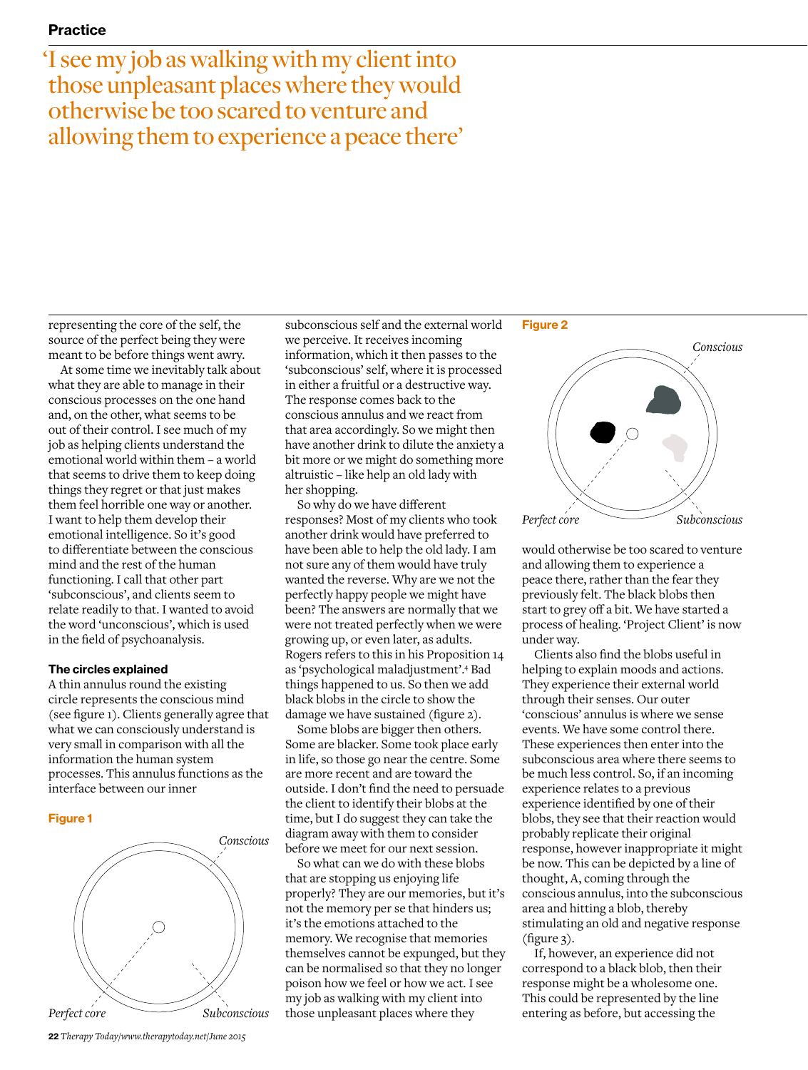> 'I see my job as walking with my client into those unpleasant places where they would otherwise be too scared to venture and allowing them to experience a peace there'

representing the core of the self, the source of the perfect being they were meant to be before things went awry.

At some time we inevitably talk about what they are able to manage in their conscious processes on the one hand and, on the other, what seems to be out of their control. I see much of my job as helping clients understand the emotional world within them – a world that seems to drive them to keep doing things they regret or that just makes them feel horrible one way or another. I want to help them develop their emotional intelligence. So it's good to differentiate between the conscious mind and the rest of the human functioning. I call that other part 'subconscious', and clients seem to relate readily to that. I wanted to avoid the word 'unconscious', which is used in the field of psychoanalysis.

### The circles explained

A thin annulus round the existing circle represents the conscious mind (see figure 1). Clients generally agree that what we can consciously understand is very small in comparison with all the information the human system processes. This annulus functions as the interface between our inner subconscious self and the external world we perceive. It receives incoming information, which it then passes to the 'subconscious' self, where it is processed in either a fruitful or a destructive way. The response comes back to the conscious annulus and we react from that area accordingly. So we might then have another drink to dilute the anxiety a bit more or we might do something more altruistic – like help an old lady with her shopping.

**Figure 1**

Conscious

Perfect core

Subconscious

So why do we have different responses? Most of my clients who took another drink would have preferred to have been able to help the old lady. I am not sure any of them would have truly wanted the reverse. Why are we not the perfectly happy people we might have been? The answers are normally that we were not treated perfectly when we were growing up, or even later, as adults. Rogers refers to this in his Proposition 14 as 'psychological maladjustment'.[4] Bad things happened to us. So then we add black blobs in the circle to show the damage we have sustained (figure 2).

Some blobs are bigger then others. Some are blacker. Some took place early in life, so those go near the centre. Some are more recent and are toward the outside. I don't find the need to persuade the client to identify their blobs at the time, but I do suggest they can take the diagram away with them to consider before we meet for our next session.

So what can we do with these blobs that are stopping us enjoying life properly? They are our memories, but it's not the memory per se that hinders us; it's the emotions attached to the memory. We recognise that memories themselves cannot be expunged, but they can be normalised so that they no longer poison how we feel or how we act. I see my job as walking with my client into those unpleasant places where they would otherwise be too scared to venture and allowing them to experience a peace there, rather than the fear they previously felt. The black blobs then start to grey off a bit. We have started a process of healing. 'Project Client' is now under way.

**Figure 2**

Conscious

Perfect core

Subconscious

Clients also find the blobs useful in helping to explain moods and actions. They experience their external world through their senses. Our outer 'conscious' annulus is where we sense events. We have some control there. These experiences then enter into the subconscious area where there seems to be much less control. So, if an incoming experience relates to a previous experience identified by one of their blobs, they see that their reaction would probably replicate their original response, however inappropriate it might be now. This can be depicted by a line of thought, A, coming through the conscious annulus, into the subconscious area and hitting a blob, thereby stimulating an old and negative response (figure 3).

If, however, an experience did not correspond to a black blob, then their response might be a wholesome one. This could be represented by the line entering as before, but accessing the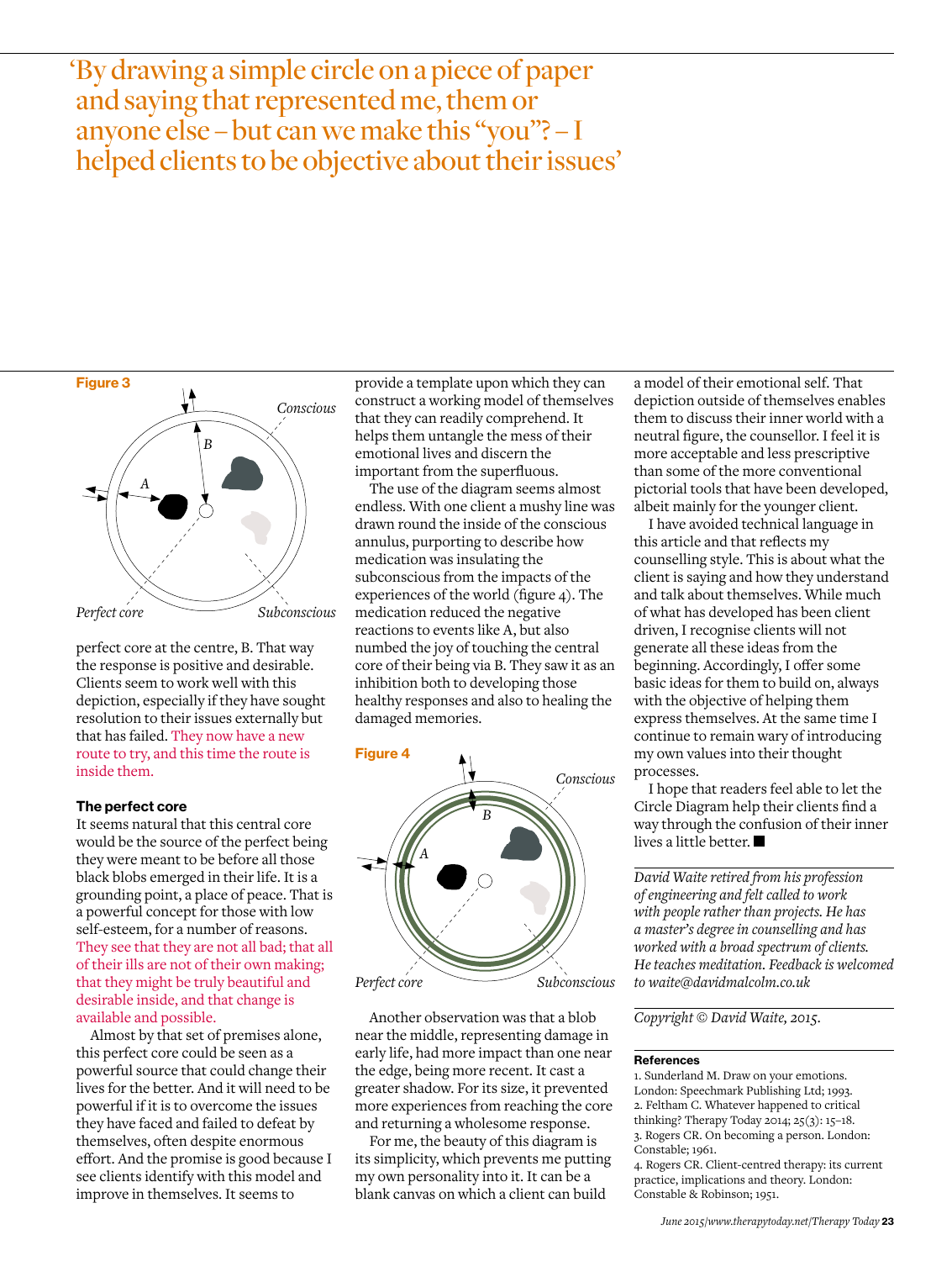> 'By drawing a simple circle on a piece of paper and saying that represented me, them or anyone else – but can we make this "you"? – I helped clients to be objective about their issues'

**Figure 3**

Conscious

B

A

Perfect core

Subconscious

perfect core at the centre, B. That way the response is positive and desirable. Clients seem to work well with this depiction, especially if they have sought resolution to their issues externally but that has failed. They now have a new route to try, and this time the route is inside them.

### The perfect core

It seems natural that this central core would be the source of the perfect being they were meant to be before all those black blobs emerged in their life. It is a grounding point, a place of peace. That is a powerful concept for those with low self-esteem, for a number of reasons. They see that they are not all bad; that all of their ills are not of their own making; that they might be truly beautiful and desirable inside, and that change is available and possible.

Almost by that set of premises alone, this perfect core could be seen as a powerful source that could change their lives for the better. And it will need to be powerful if it is to overcome the issues they have faced and failed to defeat by themselves, often despite enormous effort. And the promise is good because I see clients identify with this model and improve in themselves. It seems to provide a template upon which they can construct a working model of themselves that they can readily comprehend. It helps them untangle the mess of their emotional lives and discern the important from the superfluous.

The use of the diagram seems almost endless. With one client a mushy line was drawn round the inside of the conscious annulus, purporting to describe how medication was insulating the subconscious from the impacts of the experiences of the world (figure 4). The medication reduced the negative reactions to events like A, but also numbed the joy of touching the central core of their being via B. They saw it as an inhibition both to developing those healthy responses and also to healing the damaged memories.

**Figure 4**

Conscious

B

A

Perfect core

Subconscious

Another observation was that a blob near the middle, representing damage in early life, had more impact than one near the edge, being more recent. It cast a greater shadow. For its size, it prevented more experiences from reaching the core and returning a wholesome response.

For me, the beauty of this diagram is its simplicity, which prevents me putting my own personality into it. It can be a blank canvas on which a client can build a model of their emotional self. That depiction outside of themselves enables them to discuss their inner world with a neutral figure, the counsellor. I feel it is more acceptable and less prescriptive than some of the more conventional pictorial tools that have been developed, albeit mainly for the younger client.

I have avoided technical language in this article and that reflects my counselling style. This is about what the client is saying and how they understand and talk about themselves. While much of what has developed has been client driven, I recognise clients will not generate all these ideas from the beginning. Accordingly, I offer some basic ideas for them to build on, always with the objective of helping them express themselves. At the same time I continue to remain wary of introducing my own values into their thought processes.

I hope that readers feel able to let the Circle Diagram help their clients find a way through the confusion of their inner lives a little better. ■

*David Waite retired from his profession of engineering and felt called to work with people rather than projects. He has a master's degree in counselling and has worked with a broad spectrum of clients. He teaches meditation. Feedback is welcomed to waite@davidmalcolm.co.uk*

*Copyright © David Waite, 2015.*

### References

1. Sunderland M. Draw on your emotions. London: Speechmark Publishing Ltd; 1993.
2. Feltham C. Whatever happened to critical thinking? Therapy Today 2014; 25(3): 15–18.
3. Rogers CR. On becoming a person. London: Constable; 1961.
4. Rogers CR. Client-centred therapy: its current practice, implications and theory. London: Constable & Robinson; 1951.